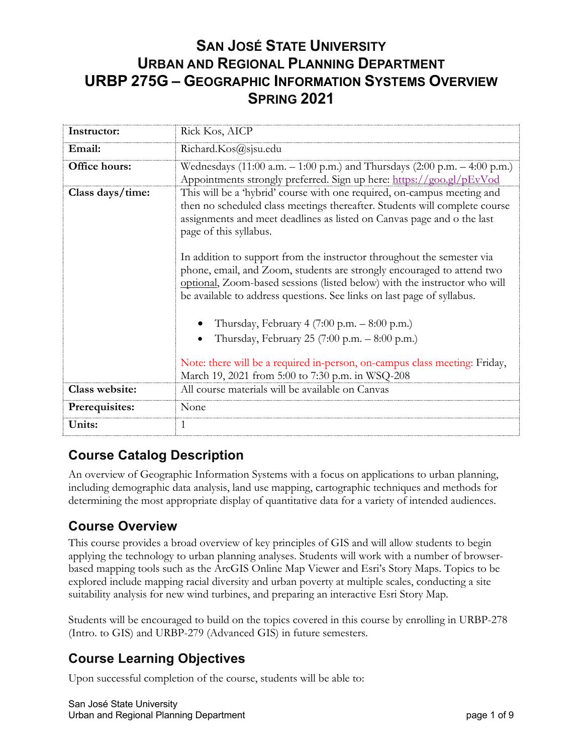# San José State University
# Urban and Regional Planning Department
# URBP 275G – Geographic Information Systems Overview
# Spring 2021

| | |
|---|---|
| **Instructor:** | Rick Kos, AICP |
| **Email:** | Richard.Kos@sjsu.edu |
| **Office hours:** | Wednesdays (11:00 a.m. – 1:00 p.m.) and Thursdays (2:00 p.m. – 4:00 p.m.) Appointments strongly preferred. Sign up here: https://goo.gl/pEvVod |
| **Class days/time:** | This will be a 'hybrid' course with one required, on-campus meeting and then no scheduled class meetings thereafter. Students will complete course assignments and meet deadlines as listed on Canvas page and o the last page of this syllabus.<br><br>In addition to support from the instructor throughout the semester via phone, email, and Zoom, students are strongly encouraged to attend two optional, Zoom-based sessions (listed below) with the instructor who will be available to address questions. See links on last page of syllabus.<br><br>• Thursday, February 4 (7:00 p.m. – 8:00 p.m.)<br>• Thursday, February 25 (7:00 p.m. – 8:00 p.m.)<br><br>Note: there will be a required in-person, on-campus class meeting: Friday, March 19, 2021 from 5:00 to 7:30 p.m. in WSQ-208 |
| **Class website:** | All course materials will be available on Canvas |
| **Prerequisites:** | None |
| **Units:** | 1 |

## Course Catalog Description

An overview of Geographic Information Systems with a focus on applications to urban planning, including demographic data analysis, land use mapping, cartographic techniques and methods for determining the most appropriate display of quantitative data for a variety of intended audiences.

## Course Overview

This course provides a broad overview of key principles of GIS and will allow students to begin applying the technology to urban planning analyses. Students will work with a number of browser-based mapping tools such as the ArcGIS Online Map Viewer and Esri's Story Maps. Topics to be explored include mapping racial diversity and urban poverty at multiple scales, conducting a site suitability analysis for new wind turbines, and preparing an interactive Esri Story Map.

Students will be encouraged to build on the topics covered in this course by enrolling in URBP-278 (Intro. to GIS) and URBP-279 (Advanced GIS) in future semesters.

## Course Learning Objectives

Upon successful completion of the course, students will be able to: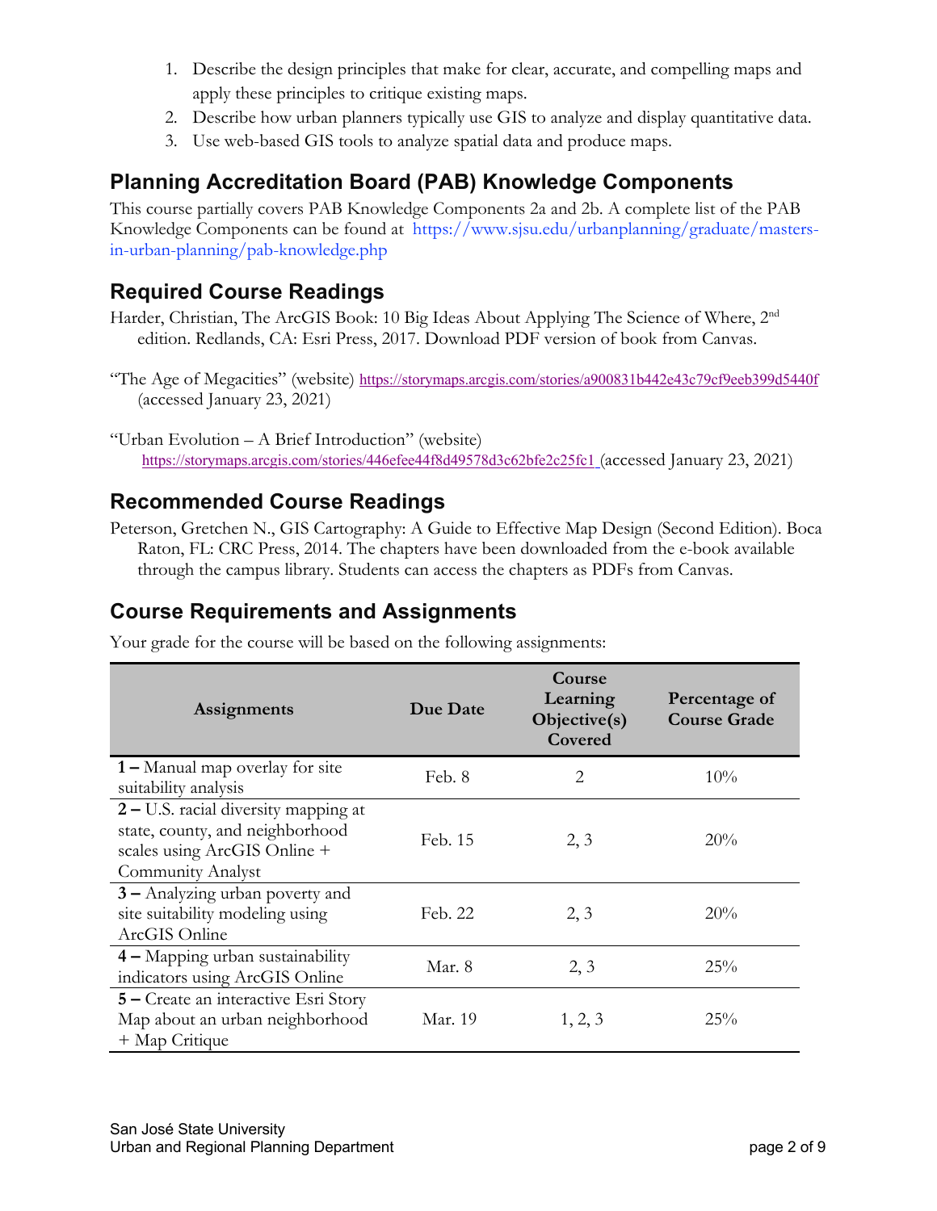1. Describe the design principles that make for clear, accurate, and compelling maps and apply these principles to critique existing maps.
2. Describe how urban planners typically use GIS to analyze and display quantitative data.
3. Use web-based GIS tools to analyze spatial data and produce maps.

## Planning Accreditation Board (PAB) Knowledge Components

This course partially covers PAB Knowledge Components 2a and 2b. A complete list of the PAB Knowledge Components can be found at https://www.sjsu.edu/urbanplanning/graduate/masters-in-urban-planning/pab-knowledge.php

## Required Course Readings

Harder, Christian, The ArcGIS Book: 10 Big Ideas About Applying The Science of Where, 2nd edition. Redlands, CA: Esri Press, 2017. Download PDF version of book from Canvas.

"The Age of Megacities" (website) https://storymaps.arcgis.com/stories/a900831b442e43c79cf9eeb399d5440f (accessed January 23, 2021)

"Urban Evolution – A Brief Introduction" (website) https://storymaps.arcgis.com/stories/446efee44f8d49578d3c62bfe2c25fc1 (accessed January 23, 2021)

## Recommended Course Readings

Peterson, Gretchen N., GIS Cartography: A Guide to Effective Map Design (Second Edition). Boca Raton, FL: CRC Press, 2014. The chapters have been downloaded from the e-book available through the campus library. Students can access the chapters as PDFs from Canvas.

## Course Requirements and Assignments

Your grade for the course will be based on the following assignments:

| Assignments | Due Date | Course Learning Objective(s) Covered | Percentage of Course Grade |
|---|---|---|---|
| **1 –** Manual map overlay for site suitability analysis | Feb. 8 | 2 | 10% |
| **2 –** U.S. racial diversity mapping at state, county, and neighborhood scales using ArcGIS Online + Community Analyst | Feb. 15 | 2, 3 | 20% |
| **3 –** Analyzing urban poverty and site suitability modeling using ArcGIS Online | Feb. 22 | 2, 3 | 20% |
| **4 –** Mapping urban sustainability indicators using ArcGIS Online | Mar. 8 | 2, 3 | 25% |
| **5 –** Create an interactive Esri Story Map about an urban neighborhood + Map Critique | Mar. 19 | 1, 2, 3 | 25% |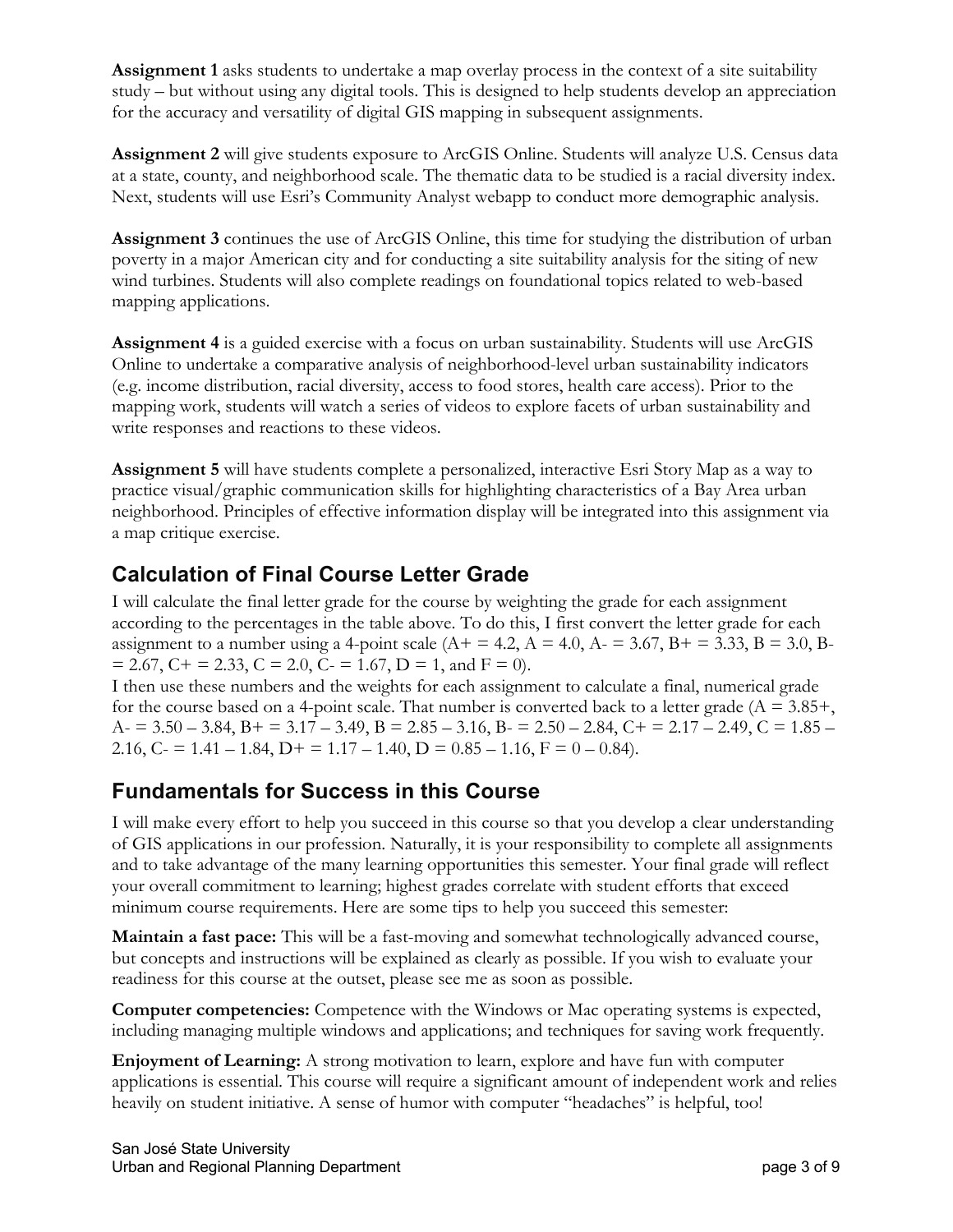**Assignment 1** asks students to undertake a map overlay process in the context of a site suitability study – but without using any digital tools. This is designed to help students develop an appreciation for the accuracy and versatility of digital GIS mapping in subsequent assignments.

**Assignment 2** will give students exposure to ArcGIS Online. Students will analyze U.S. Census data at a state, county, and neighborhood scale. The thematic data to be studied is a racial diversity index. Next, students will use Esri's Community Analyst webapp to conduct more demographic analysis.

**Assignment 3** continues the use of ArcGIS Online, this time for studying the distribution of urban poverty in a major American city and for conducting a site suitability analysis for the siting of new wind turbines. Students will also complete readings on foundational topics related to web-based mapping applications.

**Assignment 4** is a guided exercise with a focus on urban sustainability. Students will use ArcGIS Online to undertake a comparative analysis of neighborhood-level urban sustainability indicators (e.g. income distribution, racial diversity, access to food stores, health care access). Prior to the mapping work, students will watch a series of videos to explore facets of urban sustainability and write responses and reactions to these videos.

**Assignment 5** will have students complete a personalized, interactive Esri Story Map as a way to practice visual/graphic communication skills for highlighting characteristics of a Bay Area urban neighborhood. Principles of effective information display will be integrated into this assignment via a map critique exercise.

## Calculation of Final Course Letter Grade

I will calculate the final letter grade for the course by weighting the grade for each assignment according to the percentages in the table above. To do this, I first convert the letter grade for each assignment to a number using a 4-point scale (A+ = 4.2, A = 4.0, A- = 3.67, B+ = 3.33, B = 3.0, B- = 2.67, C+ = 2.33, C = 2.0, C- = 1.67, D = 1, and F = 0).

I then use these numbers and the weights for each assignment to calculate a final, numerical grade for the course based on a 4-point scale. That number is converted back to a letter grade (A = 3.85+, A- = 3.50 – 3.84, B+ = 3.17 – 3.49, B = 2.85 – 3.16, B- = 2.50 – 2.84, C+ = 2.17 – 2.49, C = 1.85 – 2.16, C- = 1.41 – 1.84, D+ = 1.17 – 1.40, D = 0.85 – 1.16, F = 0 – 0.84).

## Fundamentals for Success in this Course

I will make every effort to help you succeed in this course so that you develop a clear understanding of GIS applications in our profession. Naturally, it is your responsibility to complete all assignments and to take advantage of the many learning opportunities this semester. Your final grade will reflect your overall commitment to learning; highest grades correlate with student efforts that exceed minimum course requirements. Here are some tips to help you succeed this semester:

**Maintain a fast pace:** This will be a fast-moving and somewhat technologically advanced course, but concepts and instructions will be explained as clearly as possible. If you wish to evaluate your readiness for this course at the outset, please see me as soon as possible.

**Computer competencies:** Competence with the Windows or Mac operating systems is expected, including managing multiple windows and applications; and techniques for saving work frequently.

**Enjoyment of Learning:** A strong motivation to learn, explore and have fun with computer applications is essential. This course will require a significant amount of independent work and relies heavily on student initiative. A sense of humor with computer "headaches" is helpful, too!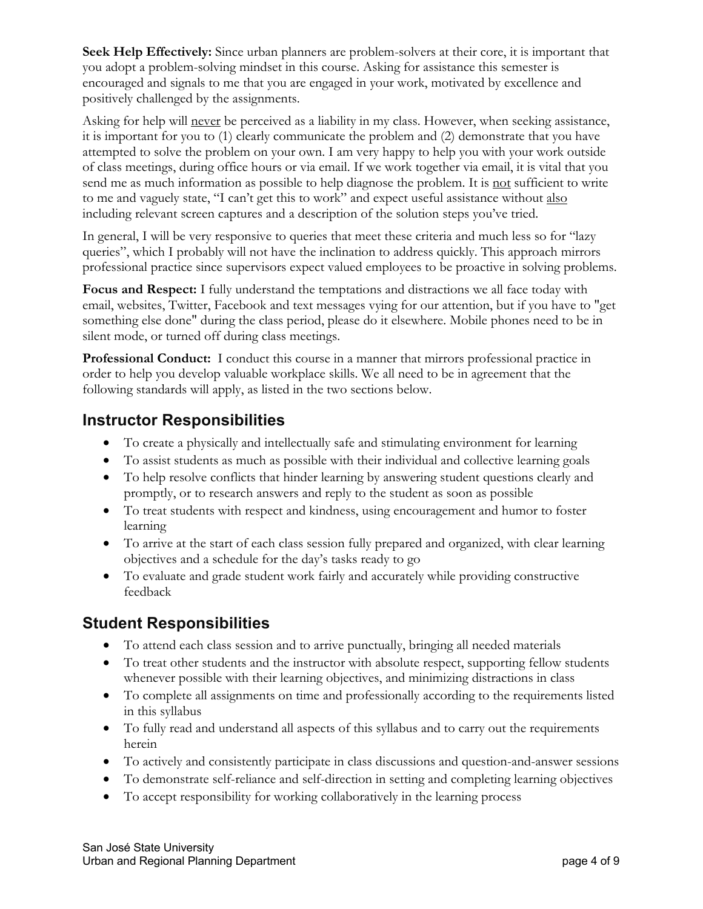**Seek Help Effectively:** Since urban planners are problem-solvers at their core, it is important that you adopt a problem-solving mindset in this course. Asking for assistance this semester is encouraged and signals to me that you are engaged in your work, motivated by excellence and positively challenged by the assignments.

Asking for help will never be perceived as a liability in my class. However, when seeking assistance, it is important for you to (1) clearly communicate the problem and (2) demonstrate that you have attempted to solve the problem on your own. I am very happy to help you with your work outside of class meetings, during office hours or via email. If we work together via email, it is vital that you send me as much information as possible to help diagnose the problem. It is not sufficient to write to me and vaguely state, "I can't get this to work" and expect useful assistance without also including relevant screen captures and a description of the solution steps you've tried.

In general, I will be very responsive to queries that meet these criteria and much less so for "lazy queries", which I probably will not have the inclination to address quickly. This approach mirrors professional practice since supervisors expect valued employees to be proactive in solving problems.

**Focus and Respect:** I fully understand the temptations and distractions we all face today with email, websites, Twitter, Facebook and text messages vying for our attention, but if you have to "get something else done" during the class period, please do it elsewhere. Mobile phones need to be in silent mode, or turned off during class meetings.

**Professional Conduct:** I conduct this course in a manner that mirrors professional practice in order to help you develop valuable workplace skills. We all need to be in agreement that the following standards will apply, as listed in the two sections below.

## Instructor Responsibilities

- To create a physically and intellectually safe and stimulating environment for learning
- To assist students as much as possible with their individual and collective learning goals
- To help resolve conflicts that hinder learning by answering student questions clearly and promptly, or to research answers and reply to the student as soon as possible
- To treat students with respect and kindness, using encouragement and humor to foster learning
- To arrive at the start of each class session fully prepared and organized, with clear learning objectives and a schedule for the day's tasks ready to go
- To evaluate and grade student work fairly and accurately while providing constructive feedback

## Student Responsibilities

- To attend each class session and to arrive punctually, bringing all needed materials
- To treat other students and the instructor with absolute respect, supporting fellow students whenever possible with their learning objectives, and minimizing distractions in class
- To complete all assignments on time and professionally according to the requirements listed in this syllabus
- To fully read and understand all aspects of this syllabus and to carry out the requirements herein
- To actively and consistently participate in class discussions and question-and-answer sessions
- To demonstrate self-reliance and self-direction in setting and completing learning objectives
- To accept responsibility for working collaboratively in the learning process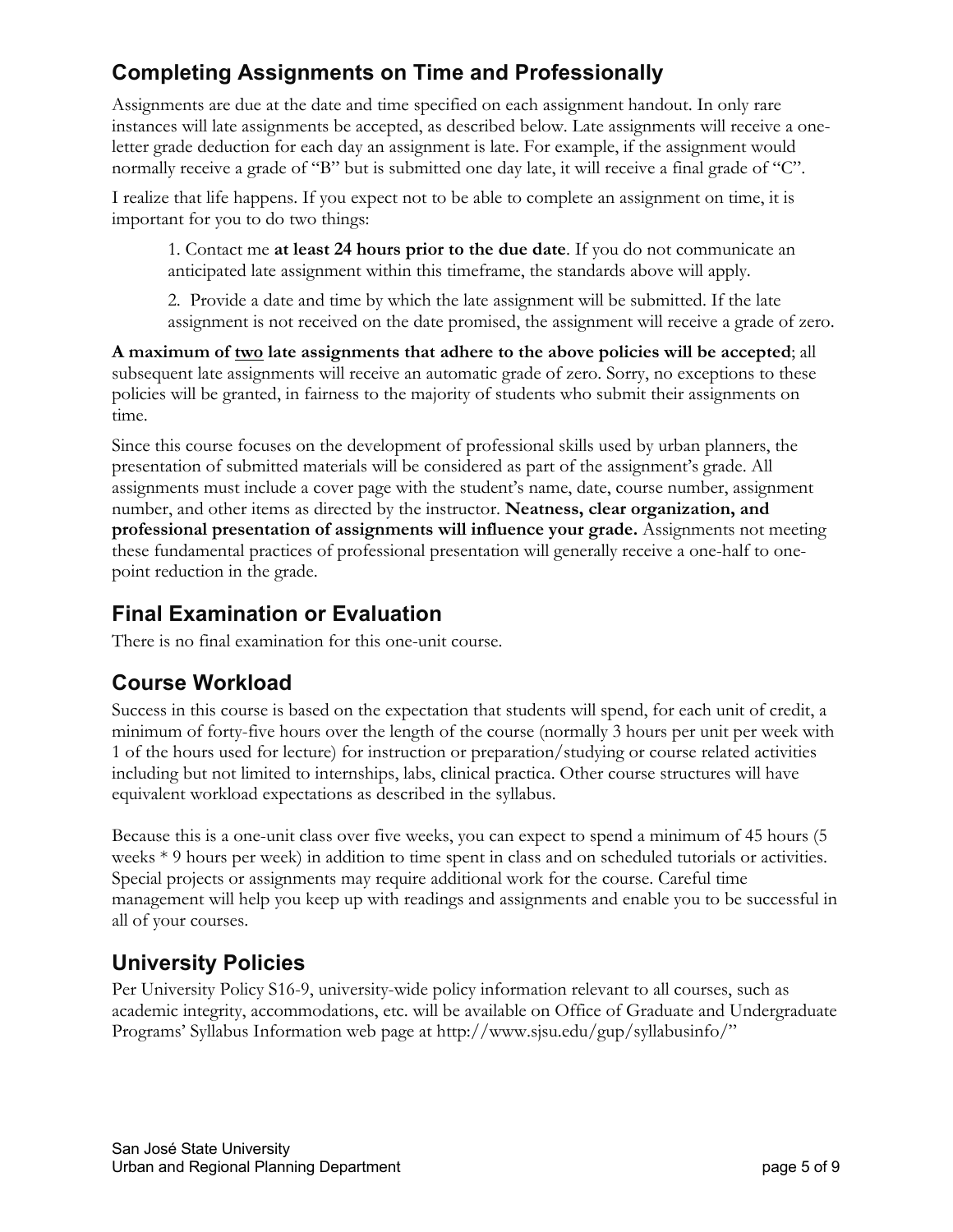## Completing Assignments on Time and Professionally

Assignments are due at the date and time specified on each assignment handout. In only rare instances will late assignments be accepted, as described below. Late assignments will receive a one-letter grade deduction for each day an assignment is late. For example, if the assignment would normally receive a grade of "B" but is submitted one day late, it will receive a final grade of "C".

I realize that life happens. If you expect not to be able to complete an assignment on time, it is important for you to do two things:

1. Contact me **at least 24 hours prior to the due date**. If you do not communicate an anticipated late assignment within this timeframe, the standards above will apply.
2. Provide a date and time by which the late assignment will be submitted. If the late assignment is not received on the date promised, the assignment will receive a grade of zero.

**A maximum of <u>two</u> late assignments that adhere to the above policies will be accepted**; all subsequent late assignments will receive an automatic grade of zero. Sorry, no exceptions to these policies will be granted, in fairness to the majority of students who submit their assignments on time.

Since this course focuses on the development of professional skills used by urban planners, the presentation of submitted materials will be considered as part of the assignment's grade. All assignments must include a cover page with the student's name, date, course number, assignment number, and other items as directed by the instructor. **Neatness, clear organization, and professional presentation of assignments will influence your grade.** Assignments not meeting these fundamental practices of professional presentation will generally receive a one-half to one-point reduction in the grade.

## Final Examination or Evaluation

There is no final examination for this one-unit course.

## Course Workload

Success in this course is based on the expectation that students will spend, for each unit of credit, a minimum of forty-five hours over the length of the course (normally 3 hours per unit per week with 1 of the hours used for lecture) for instruction or preparation/studying or course related activities including but not limited to internships, labs, clinical practica. Other course structures will have equivalent workload expectations as described in the syllabus.

Because this is a one-unit class over five weeks, you can expect to spend a minimum of 45 hours (5 weeks * 9 hours per week) in addition to time spent in class and on scheduled tutorials or activities. Special projects or assignments may require additional work for the course. Careful time management will help you keep up with readings and assignments and enable you to be successful in all of your courses.

## University Policies

Per University Policy S16-9, university-wide policy information relevant to all courses, such as academic integrity, accommodations, etc. will be available on Office of Graduate and Undergraduate Programs' Syllabus Information web page at http://www.sjsu.edu/gup/syllabusinfo/"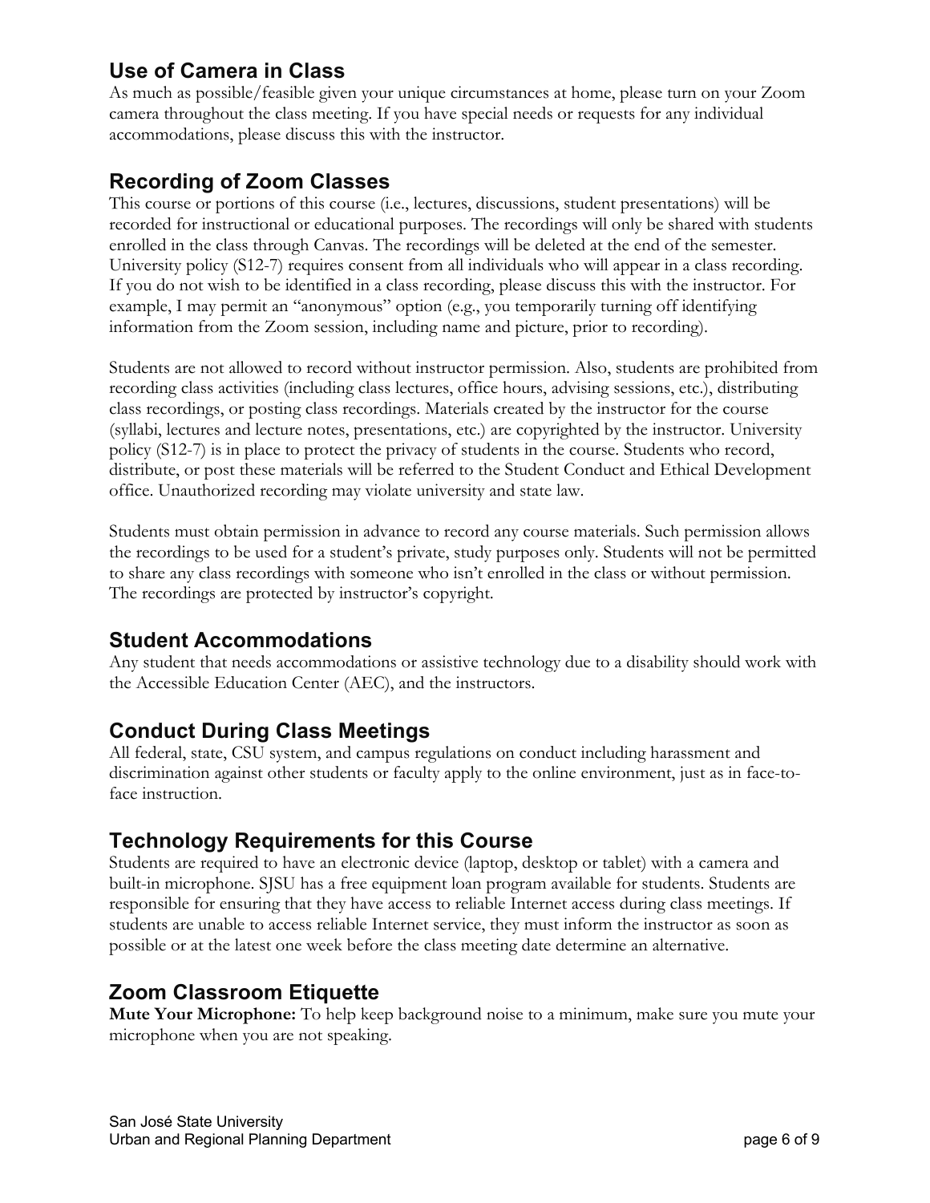## Use of Camera in Class

As much as possible/feasible given your unique circumstances at home, please turn on your Zoom camera throughout the class meeting. If you have special needs or requests for any individual accommodations, please discuss this with the instructor.

## Recording of Zoom Classes

This course or portions of this course (i.e., lectures, discussions, student presentations) will be recorded for instructional or educational purposes. The recordings will only be shared with students enrolled in the class through Canvas. The recordings will be deleted at the end of the semester. University policy (S12-7) requires consent from all individuals who will appear in a class recording. If you do not wish to be identified in a class recording, please discuss this with the instructor. For example, I may permit an "anonymous" option (e.g., you temporarily turning off identifying information from the Zoom session, including name and picture, prior to recording).

Students are not allowed to record without instructor permission. Also, students are prohibited from recording class activities (including class lectures, office hours, advising sessions, etc.), distributing class recordings, or posting class recordings. Materials created by the instructor for the course (syllabi, lectures and lecture notes, presentations, etc.) are copyrighted by the instructor. University policy (S12-7) is in place to protect the privacy of students in the course. Students who record, distribute, or post these materials will be referred to the Student Conduct and Ethical Development office. Unauthorized recording may violate university and state law.

Students must obtain permission in advance to record any course materials. Such permission allows the recordings to be used for a student's private, study purposes only. Students will not be permitted to share any class recordings with someone who isn't enrolled in the class or without permission. The recordings are protected by instructor's copyright.

## Student Accommodations

Any student that needs accommodations or assistive technology due to a disability should work with the Accessible Education Center (AEC), and the instructors.

## Conduct During Class Meetings

All federal, state, CSU system, and campus regulations on conduct including harassment and discrimination against other students or faculty apply to the online environment, just as in face-to-face instruction.

## Technology Requirements for this Course

Students are required to have an electronic device (laptop, desktop or tablet) with a camera and built-in microphone. SJSU has a free equipment loan program available for students. Students are responsible for ensuring that they have access to reliable Internet access during class meetings. If students are unable to access reliable Internet service, they must inform the instructor as soon as possible or at the latest one week before the class meeting date determine an alternative.

## Zoom Classroom Etiquette

**Mute Your Microphone:** To help keep background noise to a minimum, make sure you mute your microphone when you are not speaking.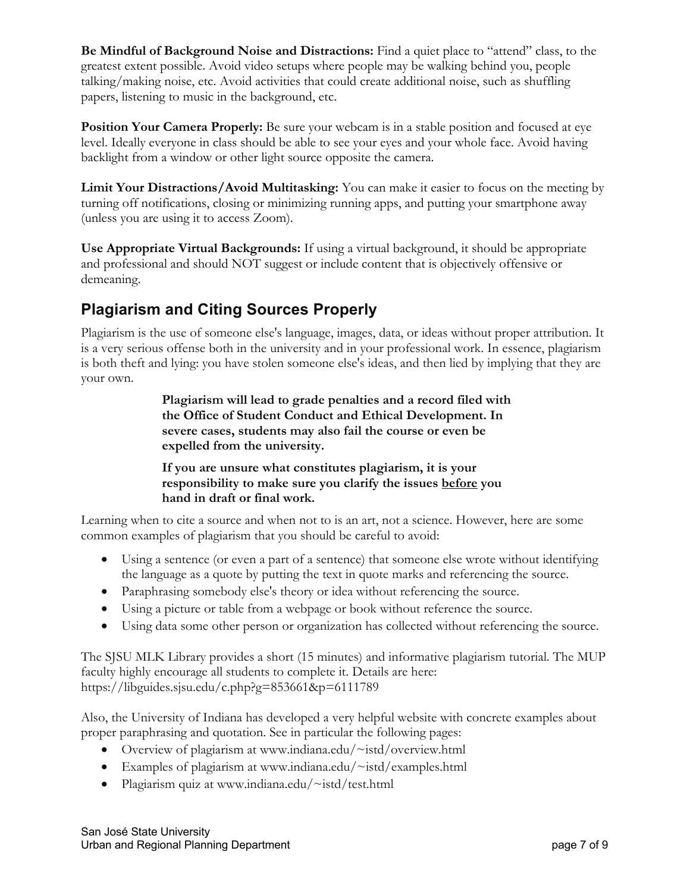**Be Mindful of Background Noise and Distractions:** Find a quiet place to "attend" class, to the greatest extent possible. Avoid video setups where people may be walking behind you, people talking/making noise, etc. Avoid activities that could create additional noise, such as shuffling papers, listening to music in the background, etc.

**Position Your Camera Properly:** Be sure your webcam is in a stable position and focused at eye level. Ideally everyone in class should be able to see your eyes and your whole face. Avoid having backlight from a window or other light source opposite the camera.

**Limit Your Distractions/Avoid Multitasking:** You can make it easier to focus on the meeting by turning off notifications, closing or minimizing running apps, and putting your smartphone away (unless you are using it to access Zoom).

**Use Appropriate Virtual Backgrounds:** If using a virtual background, it should be appropriate and professional and should NOT suggest or include content that is objectively offensive or demeaning.

## Plagiarism and Citing Sources Properly

Plagiarism is the use of someone else's language, images, data, or ideas without proper attribution. It is a very serious offense both in the university and in your professional work. In essence, plagiarism is both theft and lying: you have stolen someone else's ideas, and then lied by implying that they are your own.

> **Plagiarism will lead to grade penalties and a record filed with the Office of Student Conduct and Ethical Development. In severe cases, students may also fail the course or even be expelled from the university.**
>
> **If you are unsure what constitutes plagiarism, it is your responsibility to make sure you clarify the issues <u>before</u> you hand in draft or final work.**

Learning when to cite a source and when not to is an art, not a science. However, here are some common examples of plagiarism that you should be careful to avoid:

- Using a sentence (or even a part of a sentence) that someone else wrote without identifying the language as a quote by putting the text in quote marks and referencing the source.
- Paraphrasing somebody else's theory or idea without referencing the source.
- Using a picture or table from a webpage or book without reference the source.
- Using data some other person or organization has collected without referencing the source.

The SJSU MLK Library provides a short (15 minutes) and informative plagiarism tutorial. The MUP faculty highly encourage all students to complete it. Details are here: https://libguides.sjsu.edu/c.php?g=853661&p=6111789

Also, the University of Indiana has developed a very helpful website with concrete examples about proper paraphrasing and quotation. See in particular the following pages:

- Overview of plagiarism at www.indiana.edu/~istd/overview.html
- Examples of plagiarism at www.indiana.edu/~istd/examples.html
- Plagiarism quiz at www.indiana.edu/~istd/test.html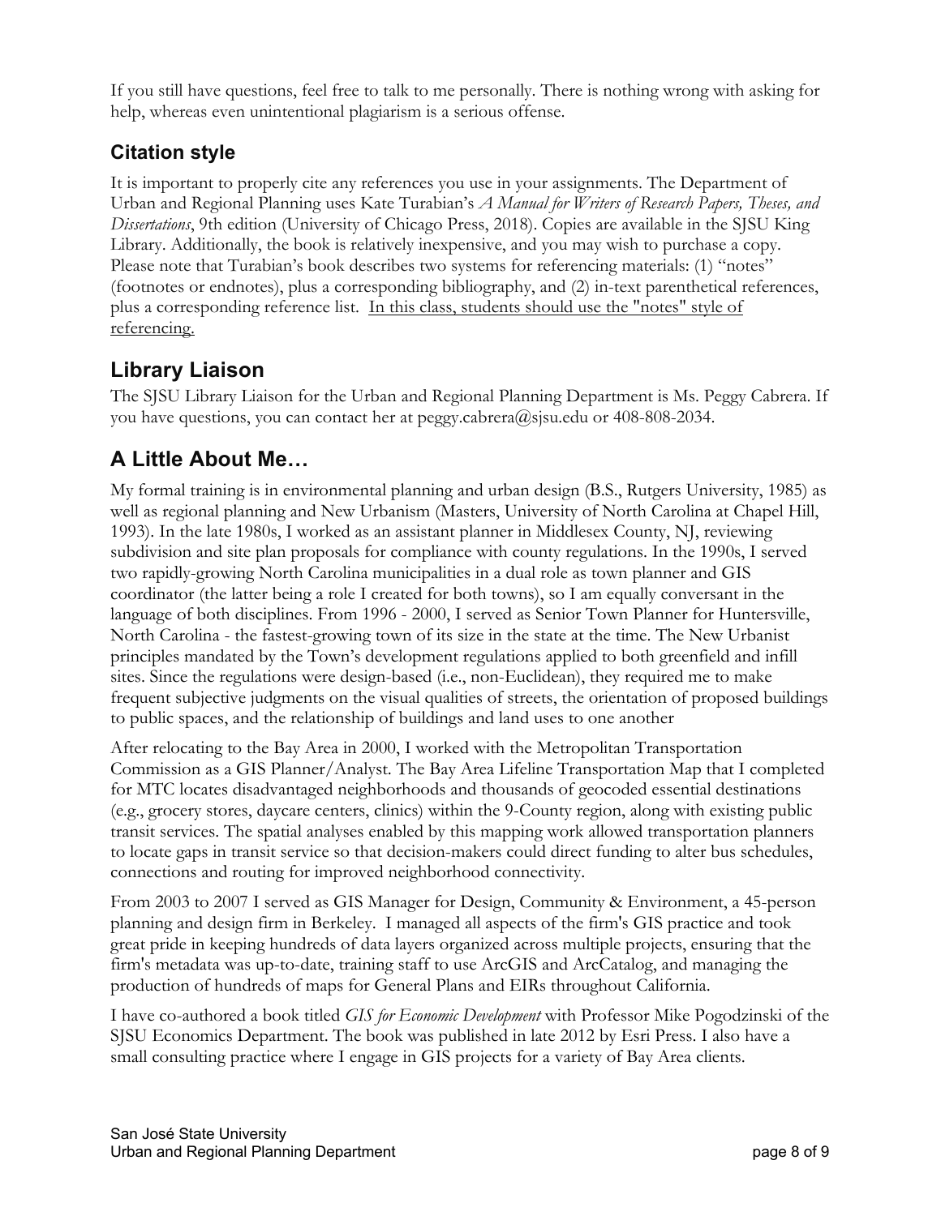If you still have questions, feel free to talk to me personally. There is nothing wrong with asking for help, whereas even unintentional plagiarism is a serious offense.

## Citation style

It is important to properly cite any references you use in your assignments. The Department of Urban and Regional Planning uses Kate Turabian's *A Manual for Writers of Research Papers, Theses, and Dissertations*, 9th edition (University of Chicago Press, 2018). Copies are available in the SJSU King Library. Additionally, the book is relatively inexpensive, and you may wish to purchase a copy. Please note that Turabian's book describes two systems for referencing materials: (1) "notes" (footnotes or endnotes), plus a corresponding bibliography, and (2) in-text parenthetical references, plus a corresponding reference list. <u>In this class, students should use the "notes" style of referencing.</u>

## Library Liaison

The SJSU Library Liaison for the Urban and Regional Planning Department is Ms. Peggy Cabrera. If you have questions, you can contact her at peggy.cabrera@sjsu.edu or 408-808-2034.

## A Little About Me…

My formal training is in environmental planning and urban design (B.S., Rutgers University, 1985) as well as regional planning and New Urbanism (Masters, University of North Carolina at Chapel Hill, 1993). In the late 1980s, I worked as an assistant planner in Middlesex County, NJ, reviewing subdivision and site plan proposals for compliance with county regulations. In the 1990s, I served two rapidly-growing North Carolina municipalities in a dual role as town planner and GIS coordinator (the latter being a role I created for both towns), so I am equally conversant in the language of both disciplines. From 1996 - 2000, I served as Senior Town Planner for Huntersville, North Carolina - the fastest-growing town of its size in the state at the time. The New Urbanist principles mandated by the Town's development regulations applied to both greenfield and infill sites. Since the regulations were design-based (i.e., non-Euclidean), they required me to make frequent subjective judgments on the visual qualities of streets, the orientation of proposed buildings to public spaces, and the relationship of buildings and land uses to one another

After relocating to the Bay Area in 2000, I worked with the Metropolitan Transportation Commission as a GIS Planner/Analyst. The Bay Area Lifeline Transportation Map that I completed for MTC locates disadvantaged neighborhoods and thousands of geocoded essential destinations (e.g., grocery stores, daycare centers, clinics) within the 9-County region, along with existing public transit services. The spatial analyses enabled by this mapping work allowed transportation planners to locate gaps in transit service so that decision-makers could direct funding to alter bus schedules, connections and routing for improved neighborhood connectivity.

From 2003 to 2007 I served as GIS Manager for Design, Community & Environment, a 45-person planning and design firm in Berkeley. I managed all aspects of the firm's GIS practice and took great pride in keeping hundreds of data layers organized across multiple projects, ensuring that the firm's metadata was up-to-date, training staff to use ArcGIS and ArcCatalog, and managing the production of hundreds of maps for General Plans and EIRs throughout California.

I have co-authored a book titled *GIS for Economic Development* with Professor Mike Pogodzinski of the SJSU Economics Department. The book was published in late 2012 by Esri Press. I also have a small consulting practice where I engage in GIS projects for a variety of Bay Area clients.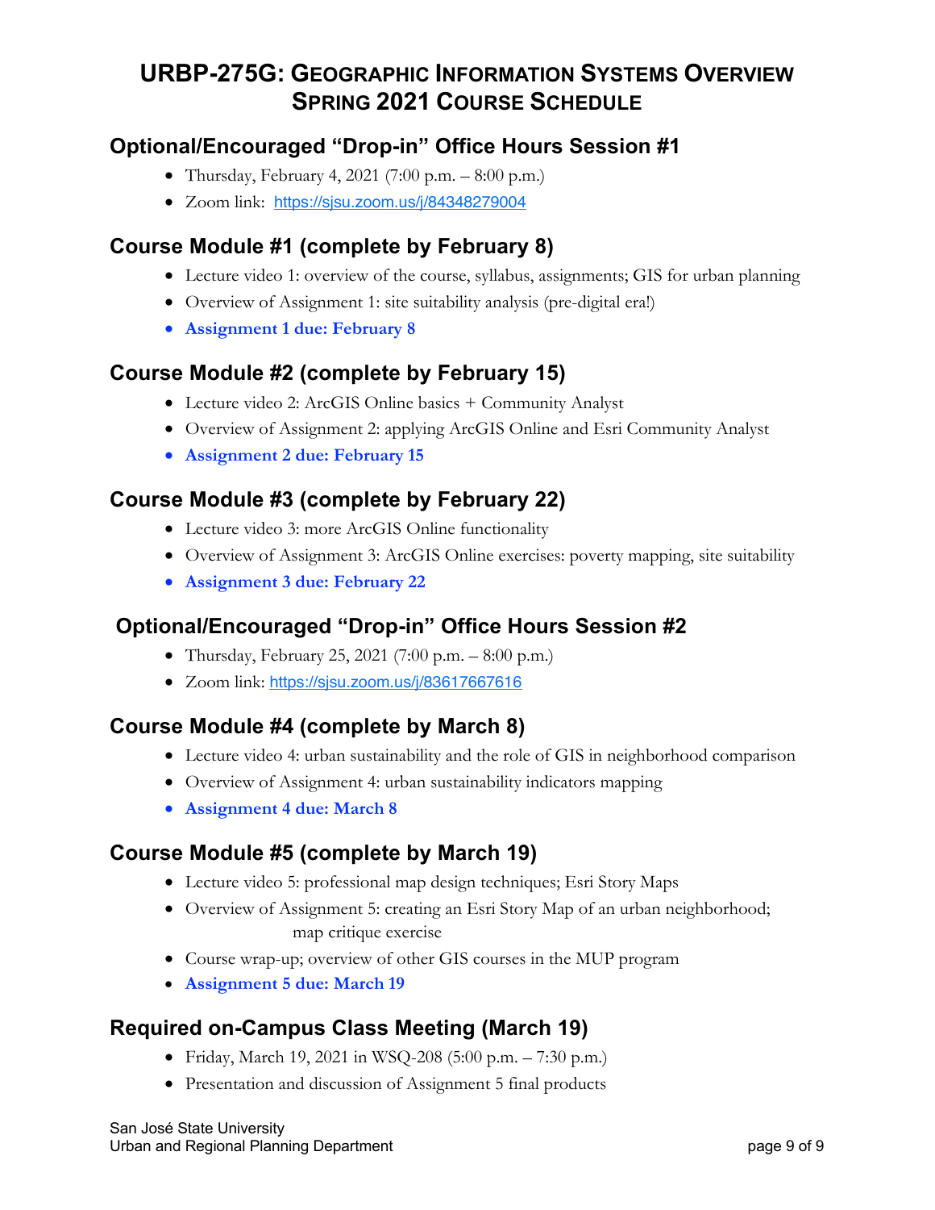# URBP-275G: Geographic Information Systems Overview
# Spring 2021 Course Schedule

## Optional/Encouraged "Drop-in" Office Hours Session #1

- Thursday, February 4, 2021 (7:00 p.m. – 8:00 p.m.)
- Zoom link: https://sjsu.zoom.us/j/84348279004

## Course Module #1 (complete by February 8)

- Lecture video 1: overview of the course, syllabus, assignments; GIS for urban planning
- Overview of Assignment 1: site suitability analysis (pre-digital era!)
- **Assignment 1 due: February 8**

## Course Module #2 (complete by February 15)

- Lecture video 2: ArcGIS Online basics + Community Analyst
- Overview of Assignment 2: applying ArcGIS Online and Esri Community Analyst
- **Assignment 2 due: February 15**

## Course Module #3 (complete by February 22)

- Lecture video 3: more ArcGIS Online functionality
- Overview of Assignment 3: ArcGIS Online exercises: poverty mapping, site suitability
- **Assignment 3 due: February 22**

## Optional/Encouraged "Drop-in" Office Hours Session #2

- Thursday, February 25, 2021 (7:00 p.m. – 8:00 p.m.)
- Zoom link: https://sjsu.zoom.us/j/83617667616

## Course Module #4 (complete by March 8)

- Lecture video 4: urban sustainability and the role of GIS in neighborhood comparison
- Overview of Assignment 4: urban sustainability indicators mapping
- **Assignment 4 due: March 8**

## Course Module #5 (complete by March 19)

- Lecture video 5: professional map design techniques; Esri Story Maps
- Overview of Assignment 5: creating an Esri Story Map of an urban neighborhood; map critique exercise
- Course wrap-up; overview of other GIS courses in the MUP program
- **Assignment 5 due: March 19**

## Required on-Campus Class Meeting (March 19)

- Friday, March 19, 2021 in WSQ-208 (5:00 p.m. – 7:30 p.m.)
- Presentation and discussion of Assignment 5 final products